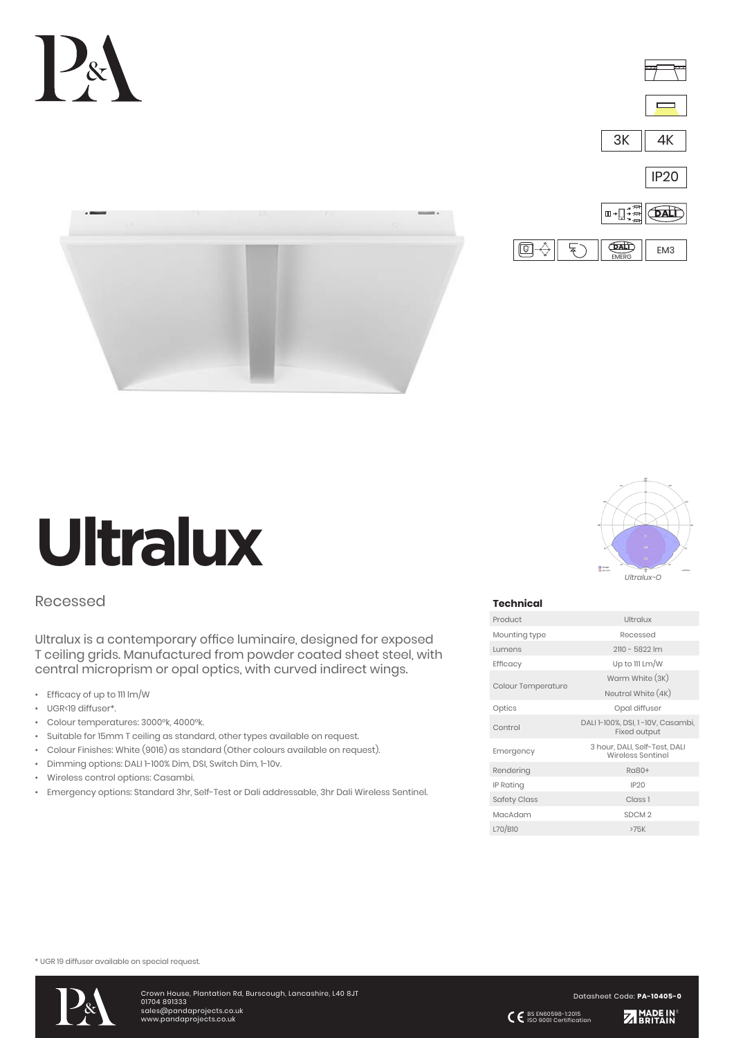3K 4K

IP20

DALI

DALI EMERG EM3

# Ultralux

## Recessed

Ultralux is a contemporary office luminaire, designed for exposed T ceiling grids. Manufactured from powder coated sheet steel, with central microprism or opal optics, with curved indirect wings.

- Efficacy of up to 111 lm/W
- UGR<19 diffuser*.
- Colour temperatures: 3000ºk, 4000ºk.
- Suitable for 15mm T ceiling as standard, other types available on request.
- Colour Finishes: White (9016) as standard (Other colours available on request).
- Dimming options: DALI 1-100% Dim, DSI, Switch Dim, 1-10v.
- Wireless control options: Casambi.
- Emergency options: Standard 3hr, Self-Test or Dali addressable, 3hr Dali Wireless Sentinel.

*Ultralux-O*

### Technical

| | |
|---|---|
| Product | Ultralux |
| Mounting type | Recessed |
| Lumens | 2110 - 5822 lm |
| Efficacy | Up to 111 Lm/W |
| Colour Temperature | Warm White (3K)<br>Neutral White (4K) |
| Optics | Opal diffuser |
| Control | DALI 1-100%, DSI, 1 -10V, Casambi, Fixed output |
| Emergency | 3 hour, DALI, Self-Test, DALI Wireless Sentinel |
| Rendering | Ra80+ |
| IP Rating | IP20 |
| Safety Class | Class 1 |
| MacAdam | SDCM 2 |
| L70/B10 | >75K |

* UGR 19 diffuser available on special request.

Crown House, Plantation Rd, Burscough, Lancashire, L40 8JT
01704 891333
sales@pandaprojects.co.uk
www.pandaprojects.co.uk

Datasheet Code: **PA-10405-0**

BS EN60598-1:2015
ISO 9001 Certification

MADE IN BRITAIN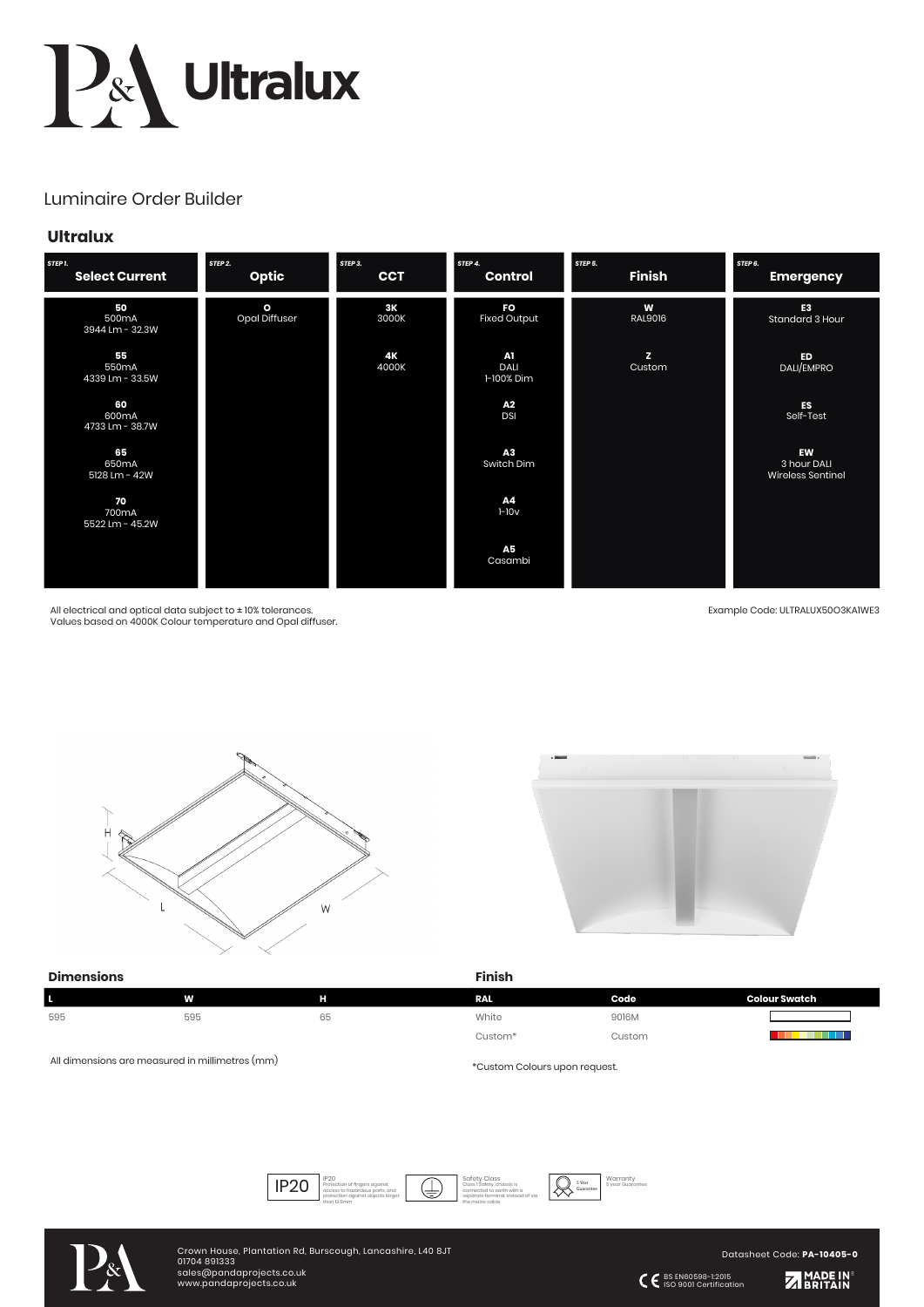# P&A Ultralux

## Luminaire Order Builder

### Ultralux

| STEP 1. Select Current | STEP 2. Optic | STEP 3. CCT | STEP 4. Control | STEP 5. Finish | STEP 6. Emergency |
|---|---|---|---|---|---|
| **50** 500mA 3944 Lm - 32.3W | **O** Opal Diffuser | **3K** 3000K | **FO** Fixed Output | **W** RAL9016 | **E3** Standard 3 Hour |
| **55** 550mA 4339 Lm - 33.5W | | **4K** 4000K | **A1** DALI 1-100% Dim | **Z** Custom | **ED** DALI/EMPRO |
| **60** 600mA 4733 Lm - 38.7W | | | **A2** DSI | | **ES** Self-Test |
| **65** 650mA 5128 Lm - 42W | | | **A3** Switch Dim | | **EW** 3 hour DALI Wireless Sentinel |
| **70** 700mA 5522 Lm - 45.2W | | | **A4** 1-10v | | |
| | | | **A5** Casambi | | |

All electrical and optical data subject to ± 10% tolerances.
Values based on 4000K Colour temperature and Opal diffuser.

Example Code: ULTRALUX50O3KA1WE3

H

L

W

### Dimensions

| L | W | H |
|---|---|---|
| 595 | 595 | 65 |

All dimensions are measured in millimetres (mm)

### Finish

| RAL | Code | Colour Swatch |
|---|---|---|
| White | 9016M | |
| Custom* | Custom | |

*Custom Colours upon request.

IP20 — IP20 Protection of fingers against access to hazardous parts, and protection against objects larger than 12.5mm

Safety Class — Class I Safety, chassis is connected to earth with a separate terminal, instead of via the mains cable

5 Year Guarantee — Warranty 5 year Guarantee

Crown House, Plantation Rd, Burscough, Lancashire, L40 8JT
01704 891333
sales@pandaprojects.co.uk
www.pandaprojects.co.uk

Datasheet Code: **PA-10405-0**

CE BS EN60598-1:2015 ISO 9001 Certification

MADE IN BRITAIN